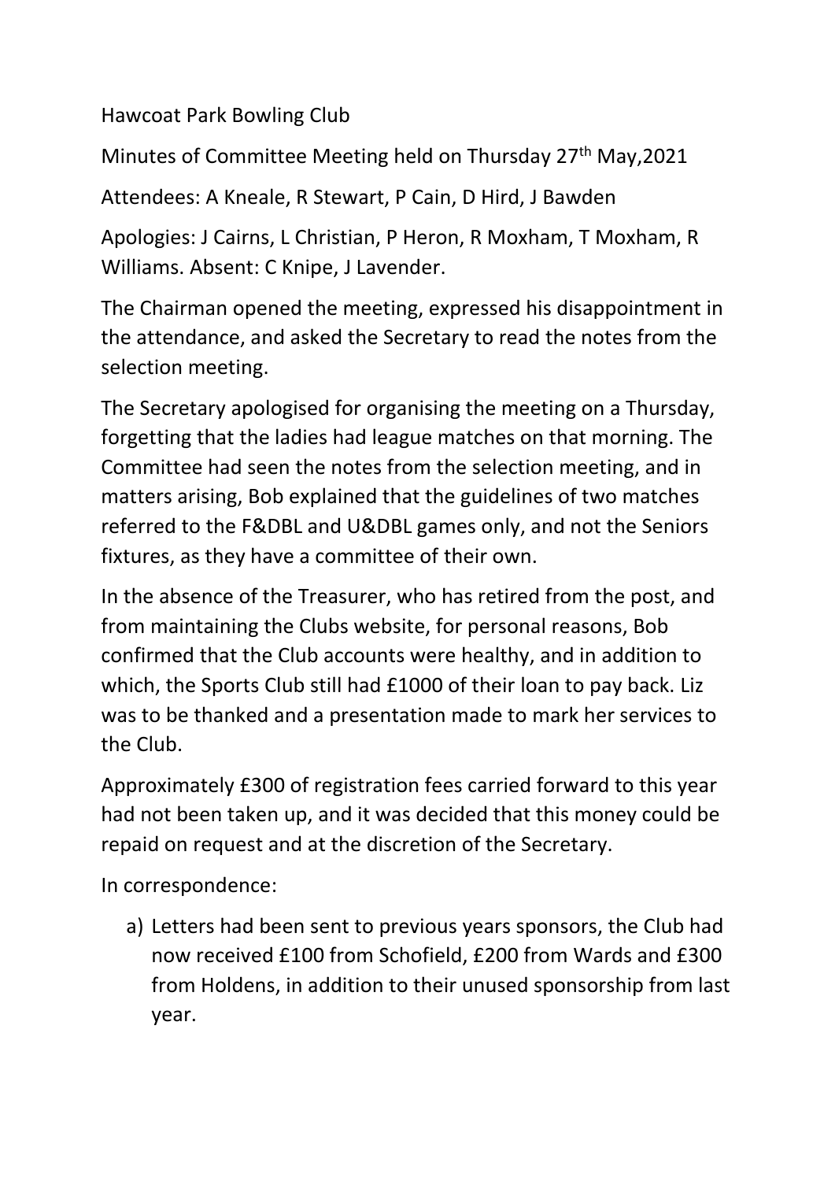Hawcoat Park Bowling Club

Minutes of Committee Meeting held on Thursday 27th May,2021

Attendees: A Kneale, R Stewart, P Cain, D Hird, J Bawden

Apologies: J Cairns, L Christian, P Heron, R Moxham, T Moxham, R Williams. Absent: C Knipe, J Lavender.

The Chairman opened the meeting, expressed his disappointment in the attendance, and asked the Secretary to read the notes from the selection meeting.

The Secretary apologised for organising the meeting on a Thursday, forgetting that the ladies had league matches on that morning. The Committee had seen the notes from the selection meeting, and in matters arising, Bob explained that the guidelines of two matches referred to the F&DBL and U&DBL games only, and not the Seniors fixtures, as they have a committee of their own.

In the absence of the Treasurer, who has retired from the post, and from maintaining the Clubs website, for personal reasons, Bob confirmed that the Club accounts were healthy, and in addition to which, the Sports Club still had £1000 of their loan to pay back. Liz was to be thanked and a presentation made to mark her services to the Club.

Approximately £300 of registration fees carried forward to this year had not been taken up, and it was decided that this money could be repaid on request and at the discretion of the Secretary.

In correspondence:

a) Letters had been sent to previous years sponsors, the Club had now received £100 from Schofield, £200 from Wards and £300 from Holdens, in addition to their unused sponsorship from last year.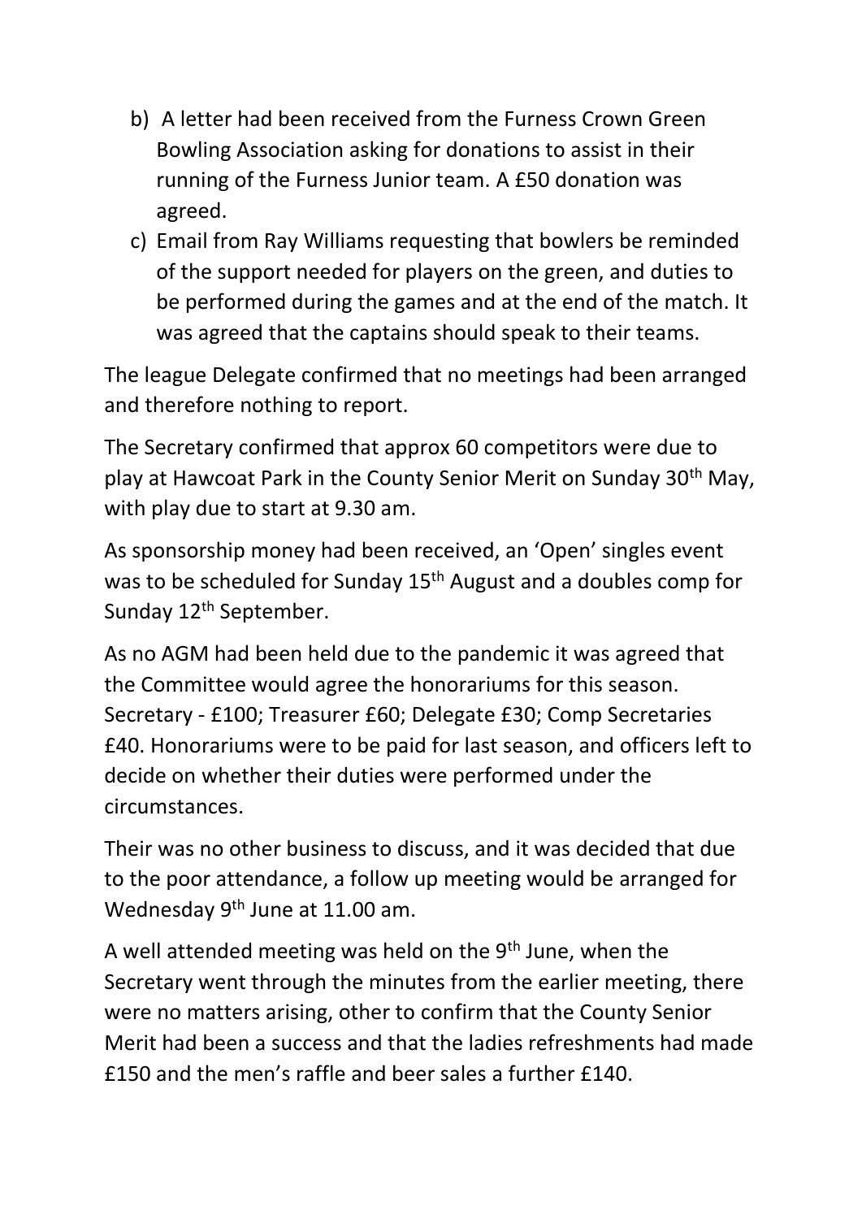b) A letter had been received from the Furness Crown Green Bowling Association asking for donations to assist in their running of the Furness Junior team. A £50 donation was agreed.

c) Email from Ray Williams requesting that bowlers be reminded of the support needed for players on the green, and duties to be performed during the games and at the end of the match. It was agreed that the captains should speak to their teams.

The league Delegate confirmed that no meetings had been arranged and therefore nothing to report.

The Secretary confirmed that approx 60 competitors were due to play at Hawcoat Park in the County Senior Merit on Sunday 30th May, with play due to start at 9.30 am.

As sponsorship money had been received, an 'Open' singles event was to be scheduled for Sunday 15th August and a doubles comp for Sunday 12th September.

As no AGM had been held due to the pandemic it was agreed that the Committee would agree the honorariums for this season. Secretary - £100; Treasurer £60; Delegate £30; Comp Secretaries £40. Honorariums were to be paid for last season, and officers left to decide on whether their duties were performed under the circumstances.

Their was no other business to discuss, and it was decided that due to the poor attendance, a follow up meeting would be arranged for Wednesday 9th June at 11.00 am.

A well attended meeting was held on the 9th June, when the Secretary went through the minutes from the earlier meeting, there were no matters arising, other to confirm that the County Senior Merit had been a success and that the ladies refreshments had made £150 and the men's raffle and beer sales a further £140.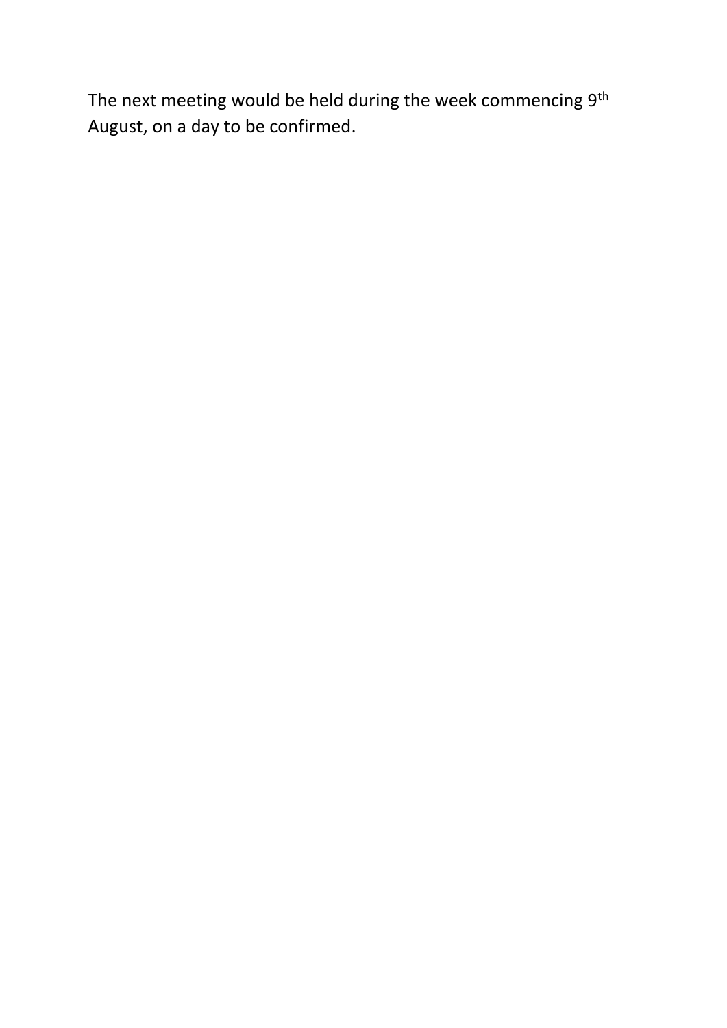The next meeting would be held during the week commencing 9th August, on a day to be confirmed.